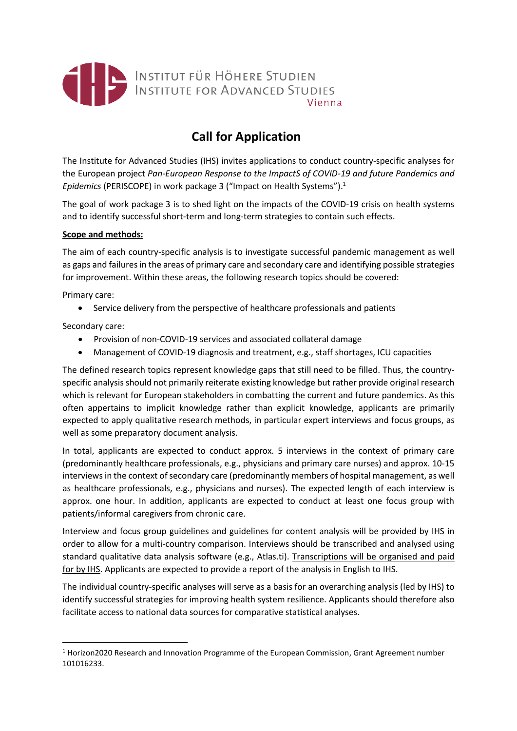INSTITUT FÜR HÖHERE STUDIEN
INSTITUTE FOR ADVANCED STUDIES
Vienna

# Call for Application

The Institute for Advanced Studies (IHS) invites applications to conduct country-specific analyses for the European project *Pan-European Response to the ImpactS of COVID-19 and future Pandemics and Epidemics* (PERISCOPE) in work package 3 ("Impact on Health Systems").[1]

The goal of work package 3 is to shed light on the impacts of the COVID-19 crisis on health systems and to identify successful short-term and long-term strategies to contain such effects.

**Scope and methods:**

The aim of each country-specific analysis is to investigate successful pandemic management as well as gaps and failures in the areas of primary care and secondary care and identifying possible strategies for improvement. Within these areas, the following research topics should be covered:

Primary care:

- Service delivery from the perspective of healthcare professionals and patients

Secondary care:

- Provision of non-COVID-19 services and associated collateral damage
- Management of COVID-19 diagnosis and treatment, e.g., staff shortages, ICU capacities

The defined research topics represent knowledge gaps that still need to be filled. Thus, the country-specific analysis should not primarily reiterate existing knowledge but rather provide original research which is relevant for European stakeholders in combatting the current and future pandemics. As this often appertains to implicit knowledge rather than explicit knowledge, applicants are primarily expected to apply qualitative research methods, in particular expert interviews and focus groups, as well as some preparatory document analysis.

In total, applicants are expected to conduct approx. 5 interviews in the context of primary care (predominantly healthcare professionals, e.g., physicians and primary care nurses) and approx. 10-15 interviews in the context of secondary care (predominantly members of hospital management, as well as healthcare professionals, e.g., physicians and nurses). The expected length of each interview is approx. one hour. In addition, applicants are expected to conduct at least one focus group with patients/informal caregivers from chronic care.

Interview and focus group guidelines and guidelines for content analysis will be provided by IHS in order to allow for a multi-country comparison. Interviews should be transcribed and analysed using standard qualitative data analysis software (e.g., Atlas.ti). Transcriptions will be organised and paid for by IHS. Applicants are expected to provide a report of the analysis in English to IHS.

The individual country-specific analyses will serve as a basis for an overarching analysis (led by IHS) to identify successful strategies for improving health system resilience. Applicants should therefore also facilitate access to national data sources for comparative statistical analyses.

---

[1] Horizon2020 Research and Innovation Programme of the European Commission, Grant Agreement number 101016233.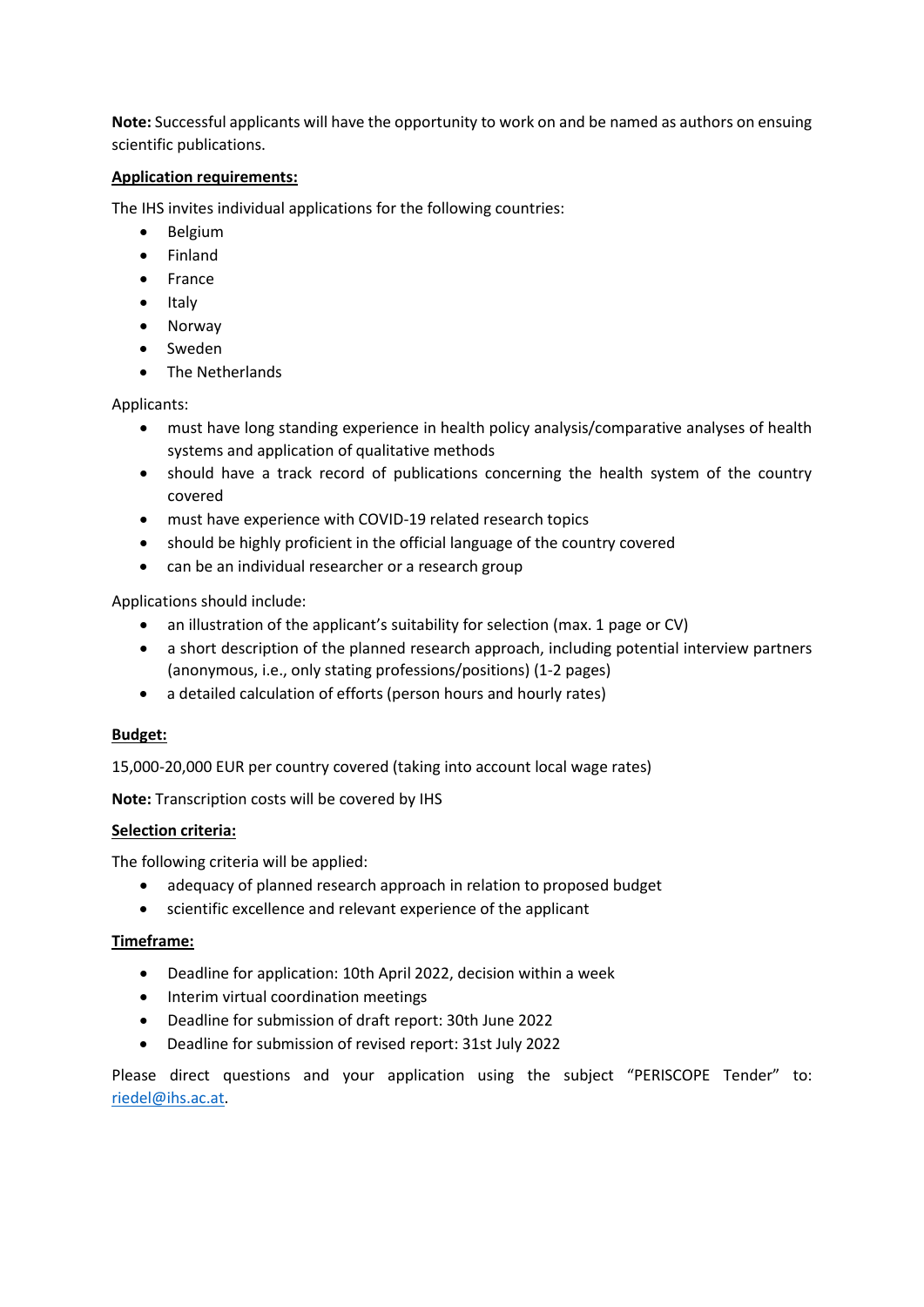**Note:** Successful applicants will have the opportunity to work on and be named as authors on ensuing scientific publications.

**Application requirements:**

The IHS invites individual applications for the following countries:

- Belgium
- Finland
- France
- Italy
- Norway
- Sweden
- The Netherlands

Applicants:

- must have long standing experience in health policy analysis/comparative analyses of health systems and application of qualitative methods
- should have a track record of publications concerning the health system of the country covered
- must have experience with COVID-19 related research topics
- should be highly proficient in the official language of the country covered
- can be an individual researcher or a research group

Applications should include:

- an illustration of the applicant's suitability for selection (max. 1 page or CV)
- a short description of the planned research approach, including potential interview partners (anonymous, i.e., only stating professions/positions) (1-2 pages)
- a detailed calculation of efforts (person hours and hourly rates)

**Budget:**

15,000-20,000 EUR per country covered (taking into account local wage rates)

**Note:** Transcription costs will be covered by IHS

**Selection criteria:**

The following criteria will be applied:

- adequacy of planned research approach in relation to proposed budget
- scientific excellence and relevant experience of the applicant

**Timeframe:**

- Deadline for application: 10th April 2022, decision within a week
- Interim virtual coordination meetings
- Deadline for submission of draft report: 30th June 2022
- Deadline for submission of revised report: 31st July 2022

Please direct questions and your application using the subject "PERISCOPE Tender" to: riedel@ihs.ac.at.